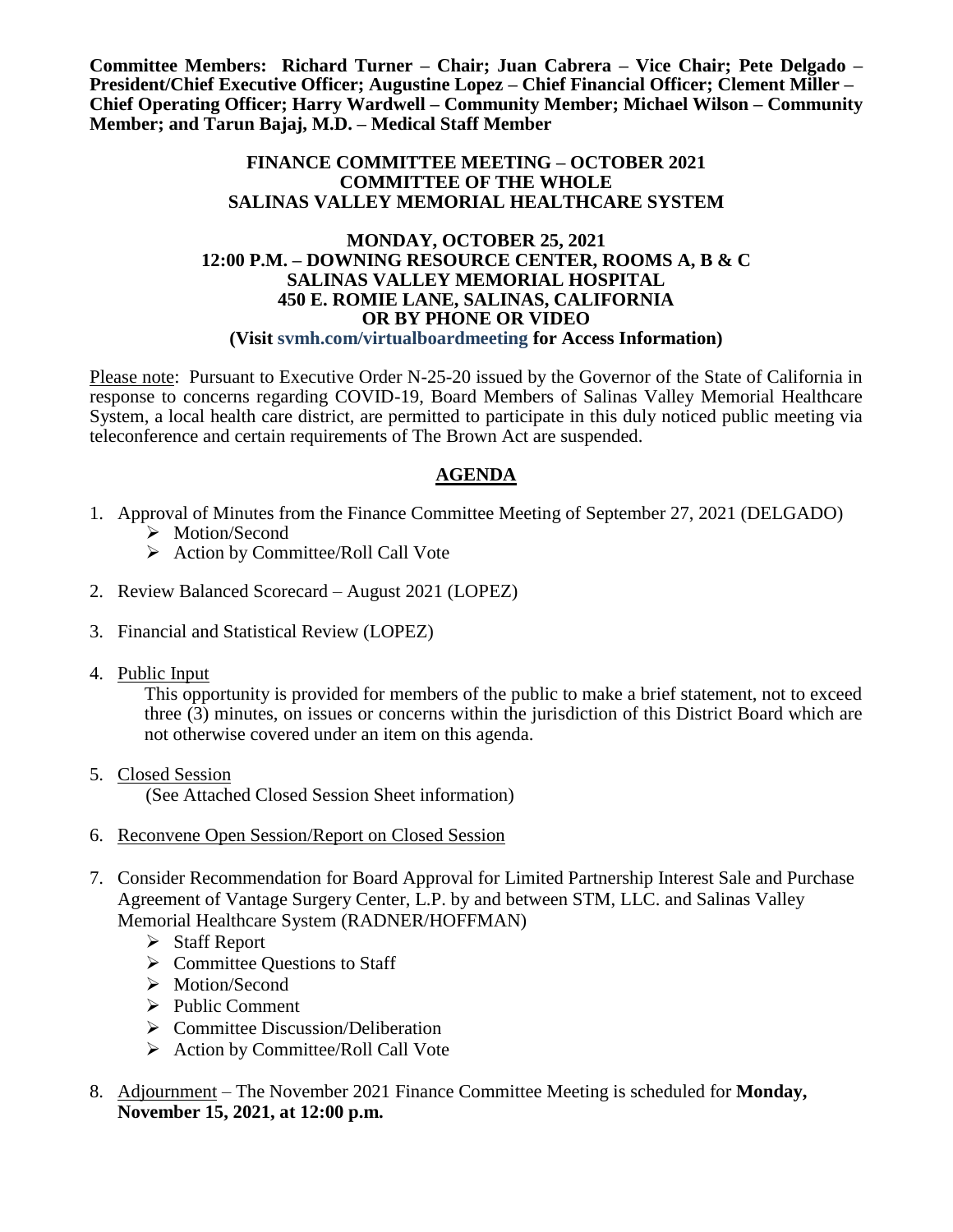**Committee Members: Richard Turner – Chair; Juan Cabrera – Vice Chair; Pete Delgado – President/Chief Executive Officer; Augustine Lopez – Chief Financial Officer; Clement Miller – Chief Operating Officer; Harry Wardwell – Community Member; Michael Wilson – Community Member; and Tarun Bajaj, M.D. – Medical Staff Member**

**FINANCE COMMITTEE MEETING – OCTOBER 2021**
**COMMITTEE OF THE WHOLE**
**SALINAS VALLEY MEMORIAL HEALTHCARE SYSTEM**

**MONDAY, OCTOBER 25, 2021**
**12:00 P.M. – DOWNING RESOURCE CENTER, ROOMS A, B & C**
**SALINAS VALLEY MEMORIAL HOSPITAL**
**450 E. ROMIE LANE, SALINAS, CALIFORNIA**
**OR BY PHONE OR VIDEO**
**(Visit svmh.com/virtualboardmeeting for Access Information)**

Please note: Pursuant to Executive Order N-25-20 issued by the Governor of the State of California in response to concerns regarding COVID-19, Board Members of Salinas Valley Memorial Healthcare System, a local health care district, are permitted to participate in this duly noticed public meeting via teleconference and certain requirements of The Brown Act are suspended.

## AGENDA

1. Approval of Minutes from the Finance Committee Meeting of September 27, 2021 (DELGADO)
   - Motion/Second
   - Action by Committee/Roll Call Vote

2. Review Balanced Scorecard – August 2021 (LOPEZ)

3. Financial and Statistical Review (LOPEZ)

4. Public Input

   This opportunity is provided for members of the public to make a brief statement, not to exceed three (3) minutes, on issues or concerns within the jurisdiction of this District Board which are not otherwise covered under an item on this agenda.

5. Closed Session

   (See Attached Closed Session Sheet information)

6. Reconvene Open Session/Report on Closed Session

7. Consider Recommendation for Board Approval for Limited Partnership Interest Sale and Purchase Agreement of Vantage Surgery Center, L.P. by and between STM, LLC. and Salinas Valley Memorial Healthcare System (RADNER/HOFFMAN)
   - Staff Report
   - Committee Questions to Staff
   - Motion/Second
   - Public Comment
   - Committee Discussion/Deliberation
   - Action by Committee/Roll Call Vote

8. Adjournment – The November 2021 Finance Committee Meeting is scheduled for **Monday, November 15, 2021, at 12:00 p.m.**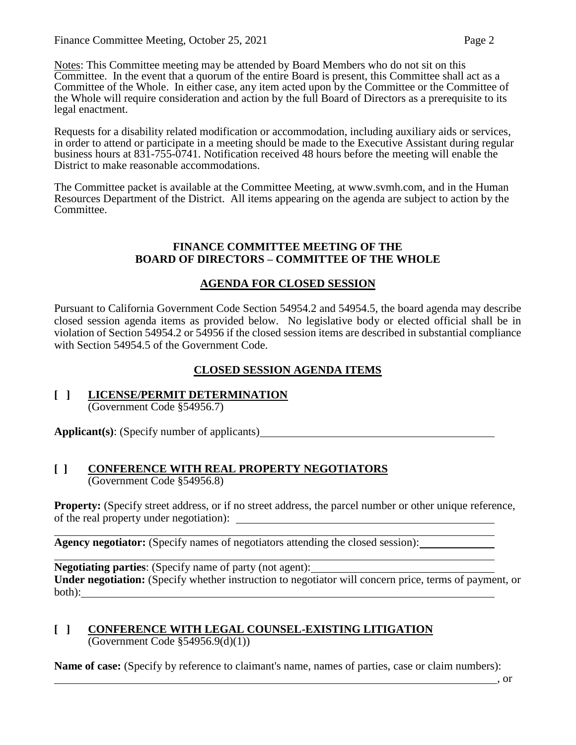Notes: This Committee meeting may be attended by Board Members who do not sit on this Committee. In the event that a quorum of the entire Board is present, this Committee shall act as a Committee of the Whole. In either case, any item acted upon by the Committee or the Committee of the Whole will require consideration and action by the full Board of Directors as a prerequisite to its legal enactment.

Requests for a disability related modification or accommodation, including auxiliary aids or services, in order to attend or participate in a meeting should be made to the Executive Assistant during regular business hours at 831-755-0741. Notification received 48 hours before the meeting will enable the District to make reasonable accommodations.

The Committee packet is available at the Committee Meeting, at www.svmh.com, and in the Human Resources Department of the District. All items appearing on the agenda are subject to action by the Committee.

**FINANCE COMMITTEE MEETING OF THE BOARD OF DIRECTORS – COMMITTEE OF THE WHOLE**

## AGENDA FOR CLOSED SESSION

Pursuant to California Government Code Section 54954.2 and 54954.5, the board agenda may describe closed session agenda items as provided below. No legislative body or elected official shall be in violation of Section 54954.2 or 54956 if the closed session items are described in substantial compliance with Section 54954.5 of the Government Code.

## CLOSED SESSION AGENDA ITEMS

**[ ] LICENSE/PERMIT DETERMINATION**
(Government Code §54956.7)

**Applicant(s)**: (Specify number of applicants)\_\_\_\_\_\_\_\_\_\_\_\_\_\_\_\_\_\_\_\_\_\_\_\_\_\_\_\_\_\_\_\_\_\_\_\_\_\_\_\_

**[ ] CONFERENCE WITH REAL PROPERTY NEGOTIATORS**
(Government Code §54956.8)

**Property:** (Specify street address, or if no street address, the parcel number or other unique reference, of the real property under negotiation): \_\_\_\_\_\_\_\_\_\_\_\_\_\_\_\_\_\_\_\_\_\_\_\_\_\_\_\_\_\_\_\_\_\_\_\_\_\_\_\_\_\_\_\_

**Agency negotiator:** (Specify names of negotiators attending the closed session):\_\_\_\_\_\_\_\_\_\_\_\_

**Negotiating parties**: (Specify name of party (not agent):\_\_\_\_\_\_\_\_\_\_\_\_\_\_\_\_\_\_\_\_\_\_\_\_\_\_\_\_\_\_\_
**Under negotiation:** (Specify whether instruction to negotiator will concern price, terms of payment, or both):\_\_\_\_\_\_\_\_\_\_\_\_\_\_\_\_\_\_\_\_\_\_\_\_\_\_\_\_\_\_\_\_\_\_\_\_\_\_\_\_\_\_\_\_\_\_\_\_\_\_\_\_\_\_\_\_\_\_\_\_\_\_\_\_\_\_\_\_\_\_\_\_

**[ ] CONFERENCE WITH LEGAL COUNSEL-EXISTING LITIGATION**
(Government Code §54956.9(d)(1))

**Name of case:** (Specify by reference to claimant's name, names of parties, case or claim numbers):
\_\_\_\_\_\_\_\_\_\_\_\_\_\_\_\_\_\_\_\_\_\_\_\_\_\_\_\_\_\_\_\_\_\_\_\_\_\_\_\_\_\_\_\_\_\_\_\_\_\_\_\_\_\_\_\_\_\_\_\_\_\_\_\_\_\_\_\_\_\_\_\_\_\_\_\_\_\_\_\_\_\_, or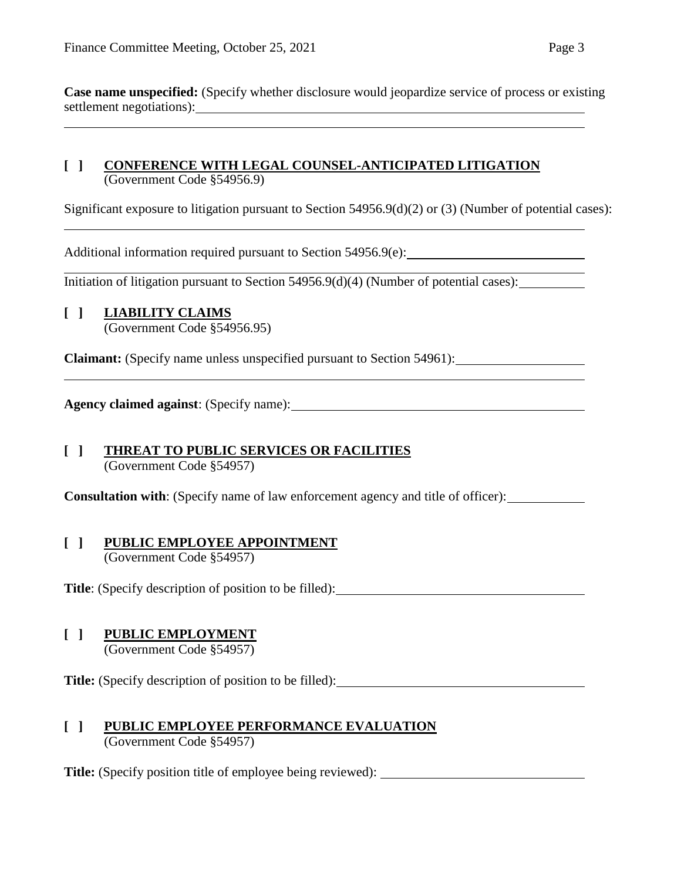**Case name unspecified:** (Specify whether disclosure would jeopardize service of process or existing settlement negotiations):

**[ ] CONFERENCE WITH LEGAL COUNSEL-ANTICIPATED LITIGATION**
(Government Code §54956.9)

Significant exposure to litigation pursuant to Section 54956.9(d)(2) or (3) (Number of potential cases):

Additional information required pursuant to Section 54956.9(e):

Initiation of litigation pursuant to Section 54956.9(d)(4) (Number of potential cases):

**[ ] LIABILITY CLAIMS**
(Government Code §54956.95)

**Claimant:** (Specify name unless unspecified pursuant to Section 54961):

**Agency claimed against**: (Specify name):

**[ ] THREAT TO PUBLIC SERVICES OR FACILITIES**
(Government Code §54957)

**Consultation with**: (Specify name of law enforcement agency and title of officer):

**[ ] PUBLIC EMPLOYEE APPOINTMENT**
(Government Code §54957)

**Title**: (Specify description of position to be filled):

**[ ] PUBLIC EMPLOYMENT**
(Government Code §54957)

**Title:** (Specify description of position to be filled):

**[ ] PUBLIC EMPLOYEE PERFORMANCE EVALUATION**
(Government Code §54957)

**Title:** (Specify position title of employee being reviewed):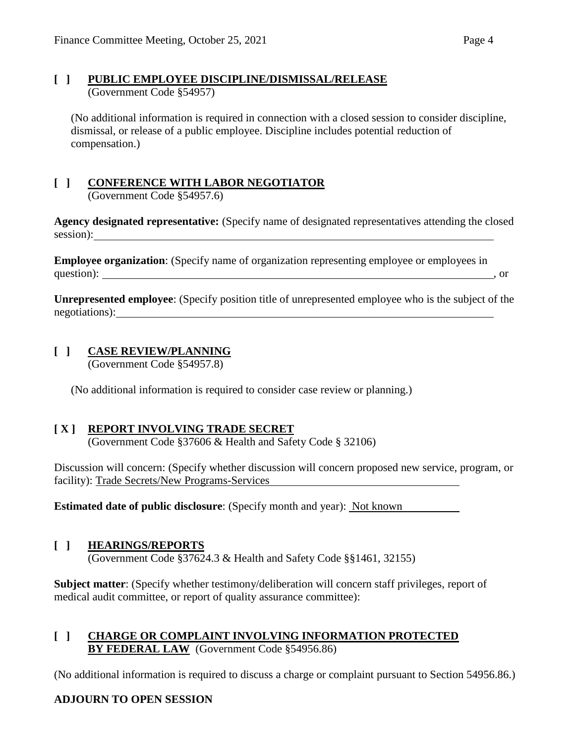**[ ] PUBLIC EMPLOYEE DISCIPLINE/DISMISSAL/RELEASE**
(Government Code §54957)

(No additional information is required in connection with a closed session to consider discipline, dismissal, or release of a public employee. Discipline includes potential reduction of compensation.)

**[ ] CONFERENCE WITH LABOR NEGOTIATOR**
(Government Code §54957.6)

**Agency designated representative:** (Specify name of designated representatives attending the closed session): \_\_\_\_\_\_\_\_\_\_

**Employee organization**: (Specify name of organization representing employee or employees in question): \_\_\_\_\_\_\_\_\_\_, or

**Unrepresented employee**: (Specify position title of unrepresented employee who is the subject of the negotiations): \_\_\_\_\_\_\_\_\_\_

**[ ] CASE REVIEW/PLANNING**
(Government Code §54957.8)

(No additional information is required to consider case review or planning.)

**[ X ] REPORT INVOLVING TRADE SECRET**
(Government Code §37606 & Health and Safety Code § 32106)

Discussion will concern: (Specify whether discussion will concern proposed new service, program, or facility): Trade Secrets/New Programs-Services

**Estimated date of public disclosure**: (Specify month and year): Not known

**[ ] HEARINGS/REPORTS**
(Government Code §37624.3 & Health and Safety Code §§1461, 32155)

**Subject matter**: (Specify whether testimony/deliberation will concern staff privileges, report of medical audit committee, or report of quality assurance committee):

**[ ] CHARGE OR COMPLAINT INVOLVING INFORMATION PROTECTED BY FEDERAL LAW** (Government Code §54956.86)

(No additional information is required to discuss a charge or complaint pursuant to Section 54956.86.)

**ADJOURN TO OPEN SESSION**